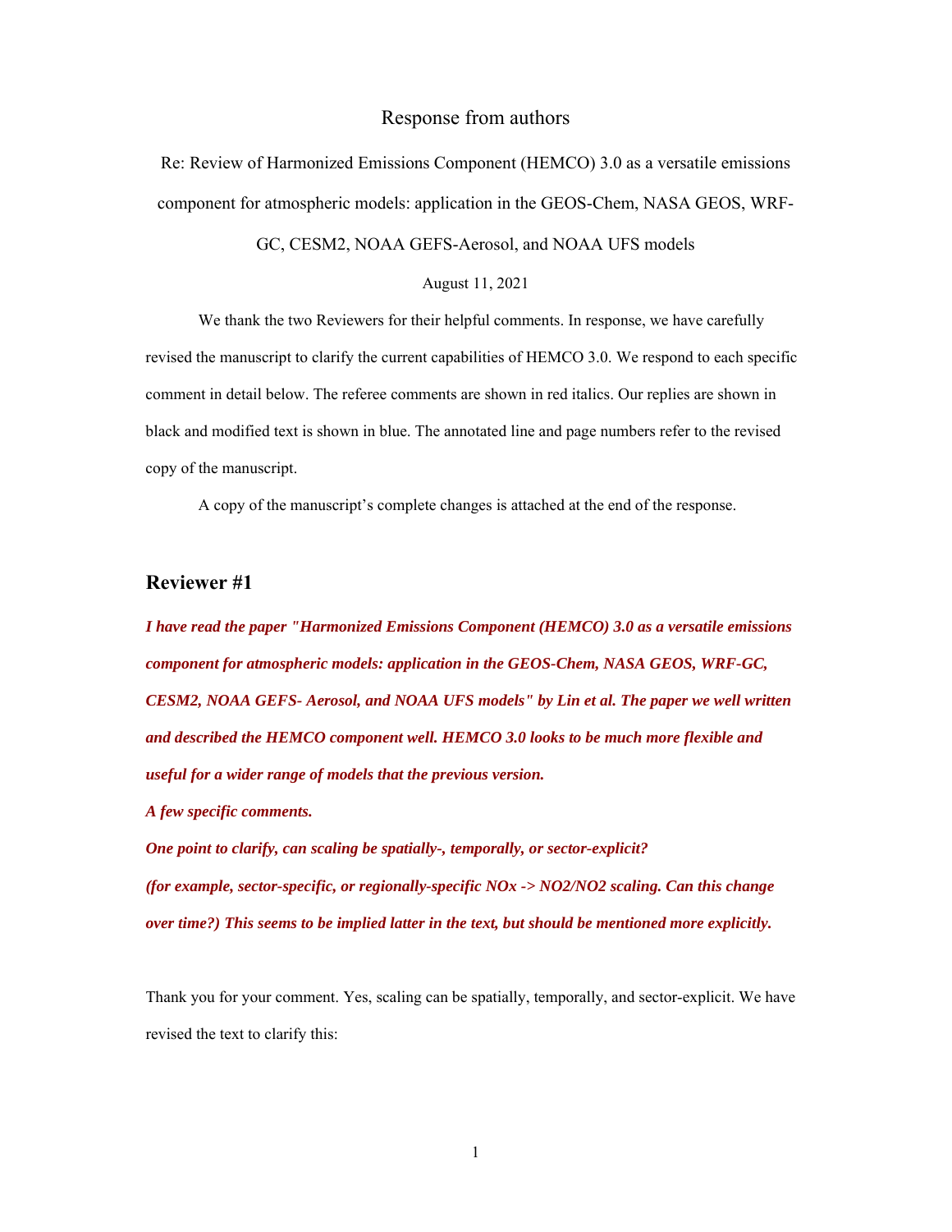Response from authors

Re: Review of Harmonized Emissions Component (HEMCO) 3.0 as a versatile emissions component for atmospheric models: application in the GEOS-Chem, NASA GEOS, WRF-GC, CESM2, NOAA GEFS-Aerosol, and NOAA UFS models

August 11, 2021

We thank the two Reviewers for their helpful comments. In response, we have carefully revised the manuscript to clarify the current capabilities of HEMCO 3.0. We respond to each specific comment in detail below. The referee comments are shown in red italics. Our replies are shown in black and modified text is shown in blue. The annotated line and page numbers refer to the revised copy of the manuscript.

A copy of the manuscript's complete changes is attached at the end of the response.

## Reviewer #1

***I have read the paper "Harmonized Emissions Component (HEMCO) 3.0 as a versatile emissions component for atmospheric models: application in the GEOS-Chem, NASA GEOS, WRF-GC, CESM2, NOAA GEFS- Aerosol, and NOAA UFS models" by Lin et al. The paper we well written and described the HEMCO component well. HEMCO 3.0 looks to be much more flexible and useful for a wider range of models that the previous version.***

***A few specific comments.***

***One point to clarify, can scaling be spatially-, temporally, or sector-explicit?***

***(for example, sector-specific, or regionally-specific NOx -> NO2/NO2 scaling. Can this change over time?) This seems to be implied latter in the text, but should be mentioned more explicitly.***

Thank you for your comment. Yes, scaling can be spatially, temporally, and sector-explicit. We have revised the text to clarify this: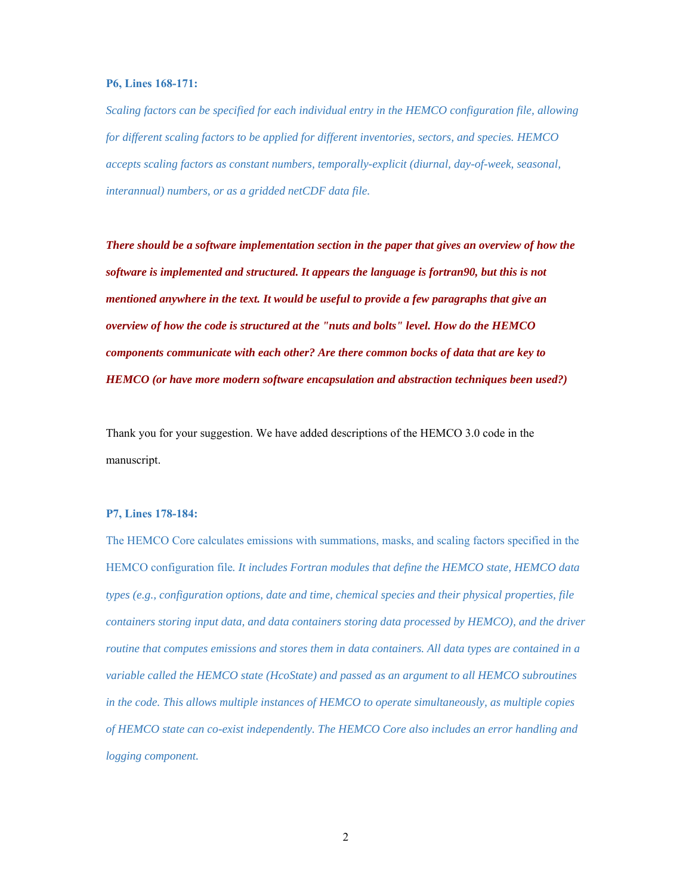**P6, Lines 168-171:**

*Scaling factors can be specified for each individual entry in the HEMCO configuration file, allowing for different scaling factors to be applied for different inventories, sectors, and species. HEMCO accepts scaling factors as constant numbers, temporally-explicit (diurnal, day-of-week, seasonal, interannual) numbers, or as a gridded netCDF data file.*

***There should be a software implementation section in the paper that gives an overview of how the software is implemented and structured. It appears the language is fortran90, but this is not mentioned anywhere in the text. It would be useful to provide a few paragraphs that give an overview of how the code is structured at the "nuts and bolts" level. How do the HEMCO components communicate with each other? Are there common bocks of data that are key to HEMCO (or have more modern software encapsulation and abstraction techniques been used?)***

Thank you for your suggestion. We have added descriptions of the HEMCO 3.0 code in the manuscript.

**P7, Lines 178-184:**

The HEMCO Core calculates emissions with summations, masks, and scaling factors specified in the HEMCO configuration file. *It includes Fortran modules that define the HEMCO state, HEMCO data types (e.g., configuration options, date and time, chemical species and their physical properties, file containers storing input data, and data containers storing data processed by HEMCO), and the driver routine that computes emissions and stores them in data containers. All data types are contained in a variable called the HEMCO state (HcoState) and passed as an argument to all HEMCO subroutines in the code. This allows multiple instances of HEMCO to operate simultaneously, as multiple copies of HEMCO state can co-exist independently. The HEMCO Core also includes an error handling and logging component.*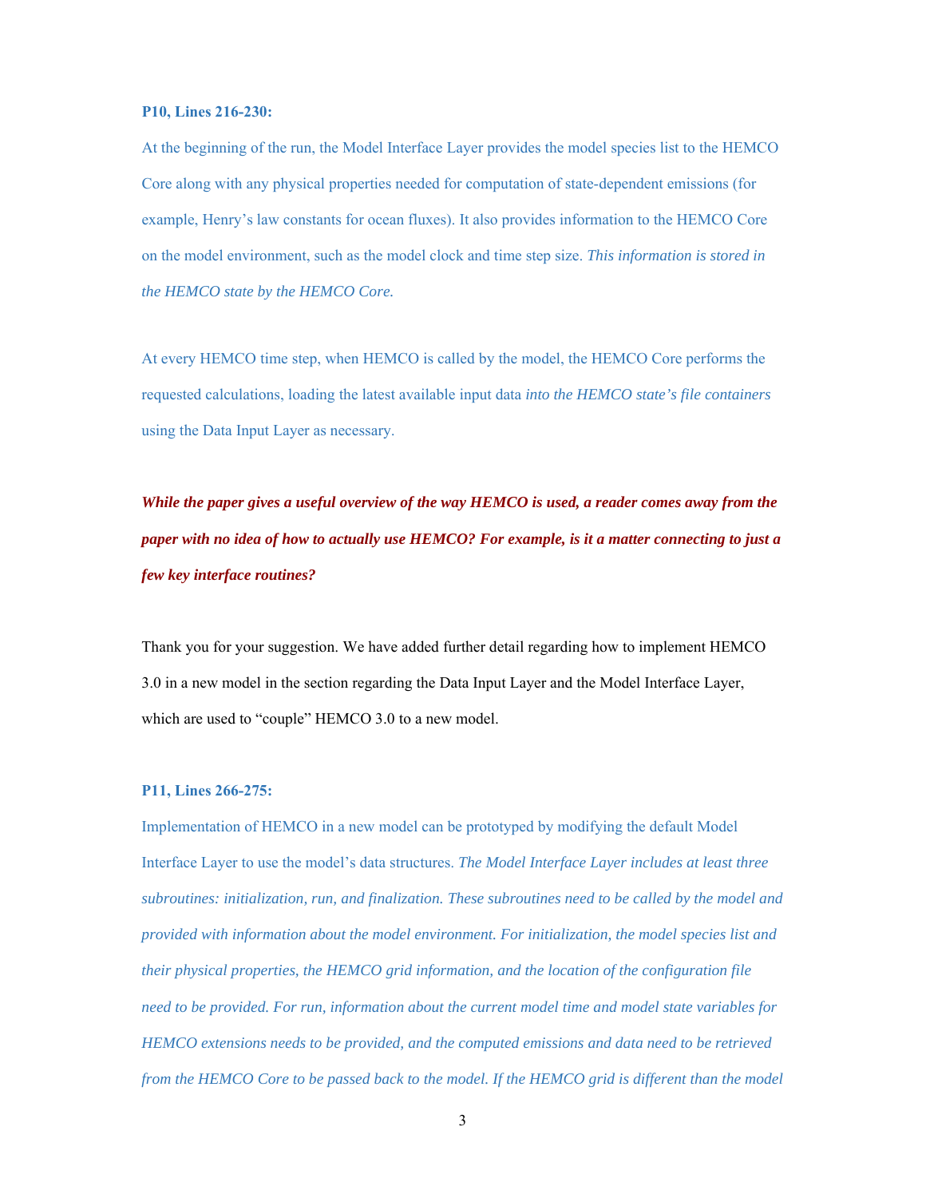**P10, Lines 216-230:**

At the beginning of the run, the Model Interface Layer provides the model species list to the HEMCO Core along with any physical properties needed for computation of state-dependent emissions (for example, Henry's law constants for ocean fluxes). It also provides information to the HEMCO Core on the model environment, such as the model clock and time step size. *This information is stored in the HEMCO state by the HEMCO Core.*

At every HEMCO time step, when HEMCO is called by the model, the HEMCO Core performs the requested calculations, loading the latest available input data *into the HEMCO state's file containers* using the Data Input Layer as necessary.

***While the paper gives a useful overview of the way HEMCO is used, a reader comes away from the paper with no idea of how to actually use HEMCO? For example, is it a matter connecting to just a few key interface routines?***

Thank you for your suggestion. We have added further detail regarding how to implement HEMCO 3.0 in a new model in the section regarding the Data Input Layer and the Model Interface Layer, which are used to "couple" HEMCO 3.0 to a new model.

**P11, Lines 266-275:**

Implementation of HEMCO in a new model can be prototyped by modifying the default Model Interface Layer to use the model's data structures. *The Model Interface Layer includes at least three subroutines: initialization, run, and finalization. These subroutines need to be called by the model and provided with information about the model environment. For initialization, the model species list and their physical properties, the HEMCO grid information, and the location of the configuration file need to be provided. For run, information about the current model time and model state variables for HEMCO extensions needs to be provided, and the computed emissions and data need to be retrieved from the HEMCO Core to be passed back to the model. If the HEMCO grid is different than the model*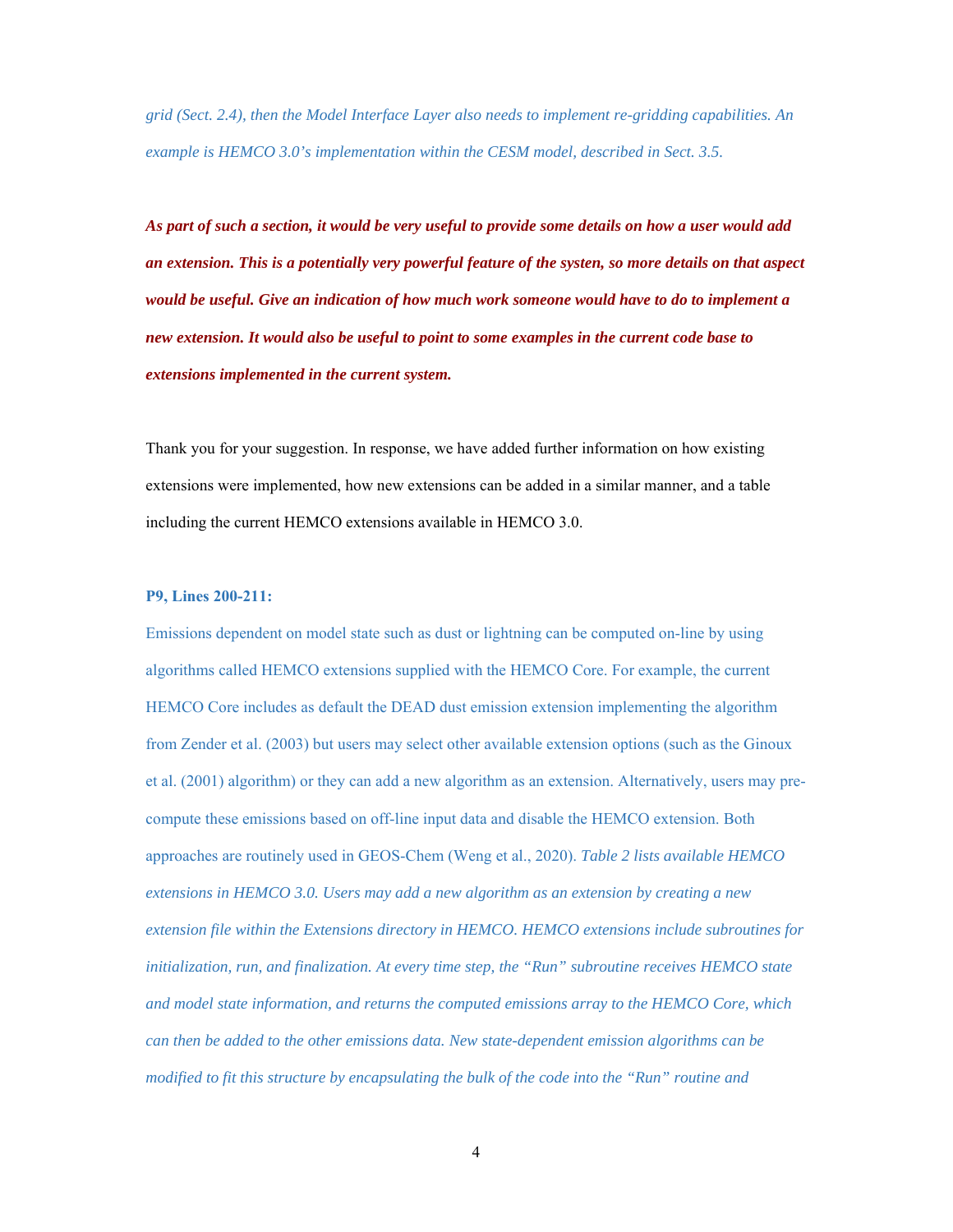*grid (Sect. 2.4), then the Model Interface Layer also needs to implement re-gridding capabilities. An example is HEMCO 3.0's implementation within the CESM model, described in Sect. 3.5.*

***As part of such a section, it would be very useful to provide some details on how a user would add an extension. This is a potentially very powerful feature of the systen, so more details on that aspect would be useful. Give an indication of how much work someone would have to do to implement a new extension. It would also be useful to point to some examples in the current code base to extensions implemented in the current system.***

Thank you for your suggestion. In response, we have added further information on how existing extensions were implemented, how new extensions can be added in a similar manner, and a table including the current HEMCO extensions available in HEMCO 3.0.

**P9, Lines 200-211:**

Emissions dependent on model state such as dust or lightning can be computed on-line by using algorithms called HEMCO extensions supplied with the HEMCO Core. For example, the current HEMCO Core includes as default the DEAD dust emission extension implementing the algorithm from Zender et al. (2003) but users may select other available extension options (such as the Ginoux et al. (2001) algorithm) or they can add a new algorithm as an extension. Alternatively, users may pre-compute these emissions based on off-line input data and disable the HEMCO extension. Both approaches are routinely used in GEOS-Chem (Weng et al., 2020). *Table 2 lists available HEMCO extensions in HEMCO 3.0. Users may add a new algorithm as an extension by creating a new extension file within the Extensions directory in HEMCO. HEMCO extensions include subroutines for initialization, run, and finalization. At every time step, the "Run" subroutine receives HEMCO state and model state information, and returns the computed emissions array to the HEMCO Core, which can then be added to the other emissions data. New state-dependent emission algorithms can be modified to fit this structure by encapsulating the bulk of the code into the "Run" routine and*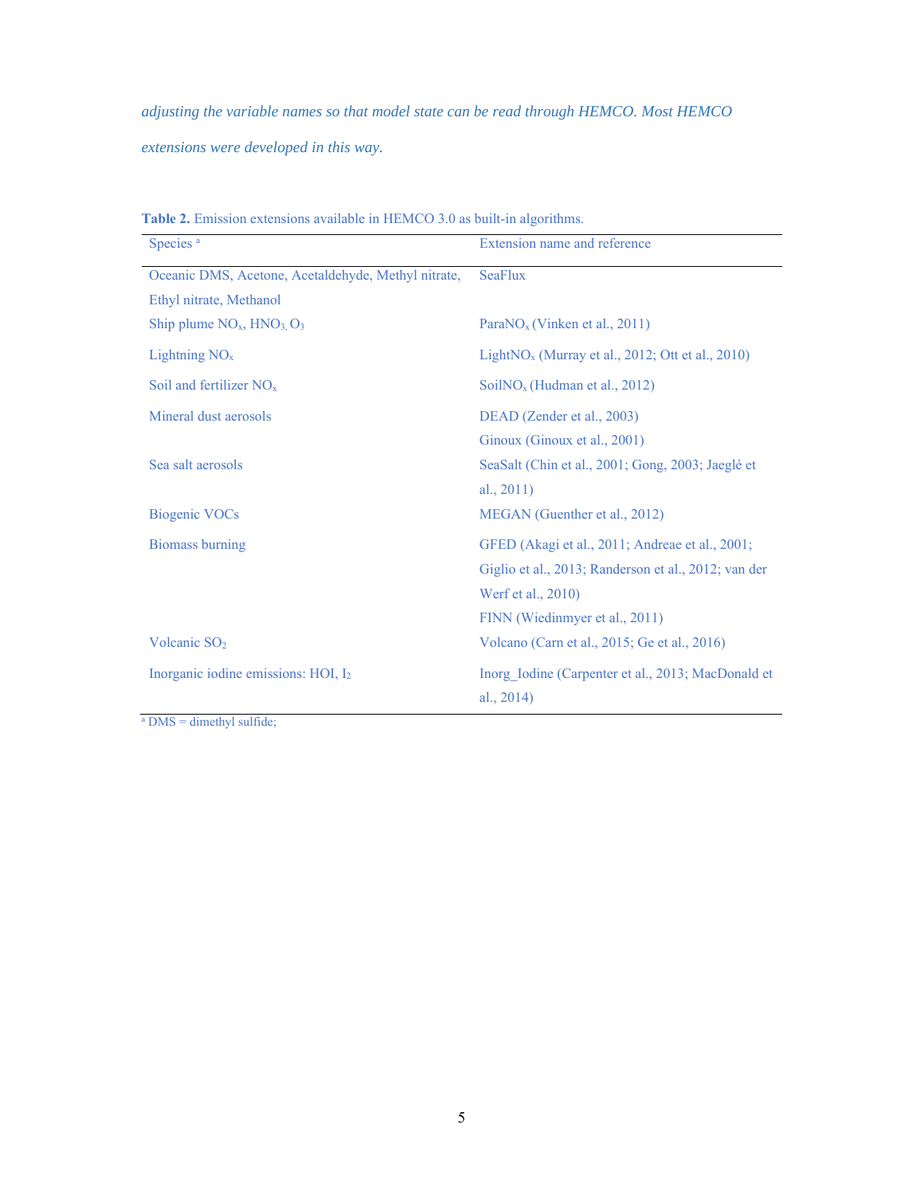*adjusting the variable names so that model state can be read through HEMCO. Most HEMCO extensions were developed in this way.*

**Table 2.** Emission extensions available in HEMCO 3.0 as built-in algorithms.

| Species [a] | Extension name and reference |
|---|---|
| Oceanic DMS, Acetone, Acetaldehyde, Methyl nitrate, Ethyl nitrate, Methanol | SeaFlux |
| Ship plume $NO_x$, $HNO_3$, $O_3$ | Para$NO_x$ (Vinken et al., 2011) |
| Lightning $NO_x$ | Light$NO_x$ (Murray et al., 2012; Ott et al., 2010) |
| Soil and fertilizer $NO_x$ | Soil$NO_x$ (Hudman et al., 2012) |
| Mineral dust aerosols | DEAD (Zender et al., 2003)<br>Ginoux (Ginoux et al., 2001) |
| Sea salt aerosols | SeaSalt (Chin et al., 2001; Gong, 2003; Jaeglé et al., 2011) |
| Biogenic VOCs | MEGAN (Guenther et al., 2012) |
| Biomass burning | GFED (Akagi et al., 2011; Andreae et al., 2001; Giglio et al., 2013; Randerson et al., 2012; van der Werf et al., 2010)<br>FINN (Wiedinmyer et al., 2011) |
| Volcanic $SO_2$ | Volcano (Carn et al., 2015; Ge et al., 2016) |
| Inorganic iodine emissions: HOI, $I_2$ | Inorg_Iodine (Carpenter et al., 2013; MacDonald et al., 2014) |

[a] DMS = dimethyl sulfide;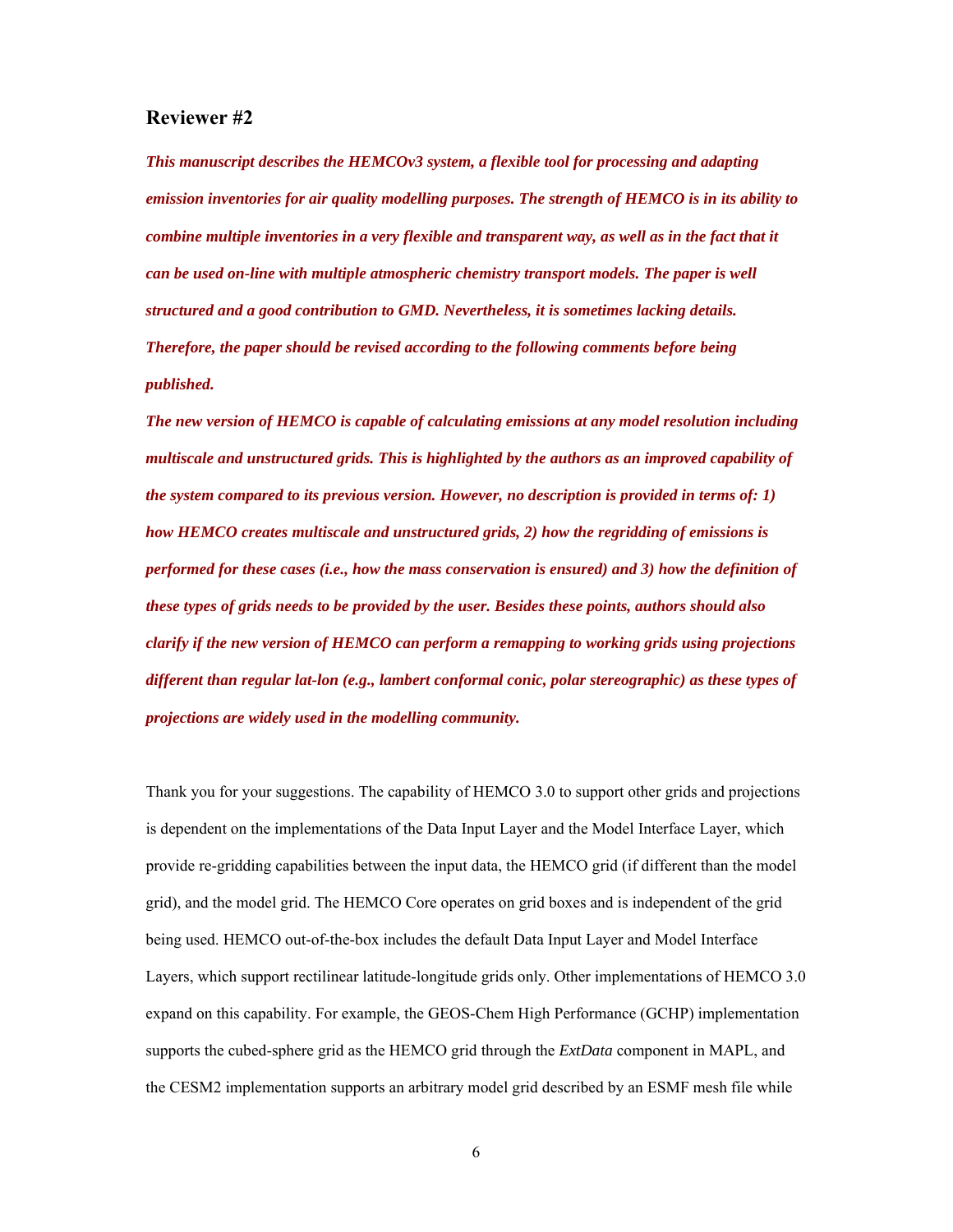## Reviewer #2

***This manuscript describes the HEMCOv3 system, a flexible tool for processing and adapting emission inventories for air quality modelling purposes. The strength of HEMCO is in its ability to combine multiple inventories in a very flexible and transparent way, as well as in the fact that it can be used on-line with multiple atmospheric chemistry transport models. The paper is well structured and a good contribution to GMD. Nevertheless, it is sometimes lacking details. Therefore, the paper should be revised according to the following comments before being published.***

***The new version of HEMCO is capable of calculating emissions at any model resolution including multiscale and unstructured grids. This is highlighted by the authors as an improved capability of the system compared to its previous version. However, no description is provided in terms of: 1) how HEMCO creates multiscale and unstructured grids, 2) how the regridding of emissions is performed for these cases (i.e., how the mass conservation is ensured) and 3) how the definition of these types of grids needs to be provided by the user. Besides these points, authors should also clarify if the new version of HEMCO can perform a remapping to working grids using projections different than regular lat-lon (e.g., lambert conformal conic, polar stereographic) as these types of projections are widely used in the modelling community.***

Thank you for your suggestions. The capability of HEMCO 3.0 to support other grids and projections is dependent on the implementations of the Data Input Layer and the Model Interface Layer, which provide re-gridding capabilities between the input data, the HEMCO grid (if different than the model grid), and the model grid. The HEMCO Core operates on grid boxes and is independent of the grid being used. HEMCO out-of-the-box includes the default Data Input Layer and Model Interface Layers, which support rectilinear latitude-longitude grids only. Other implementations of HEMCO 3.0 expand on this capability. For example, the GEOS-Chem High Performance (GCHP) implementation supports the cubed-sphere grid as the HEMCO grid through the *ExtData* component in MAPL, and the CESM2 implementation supports an arbitrary model grid described by an ESMF mesh file while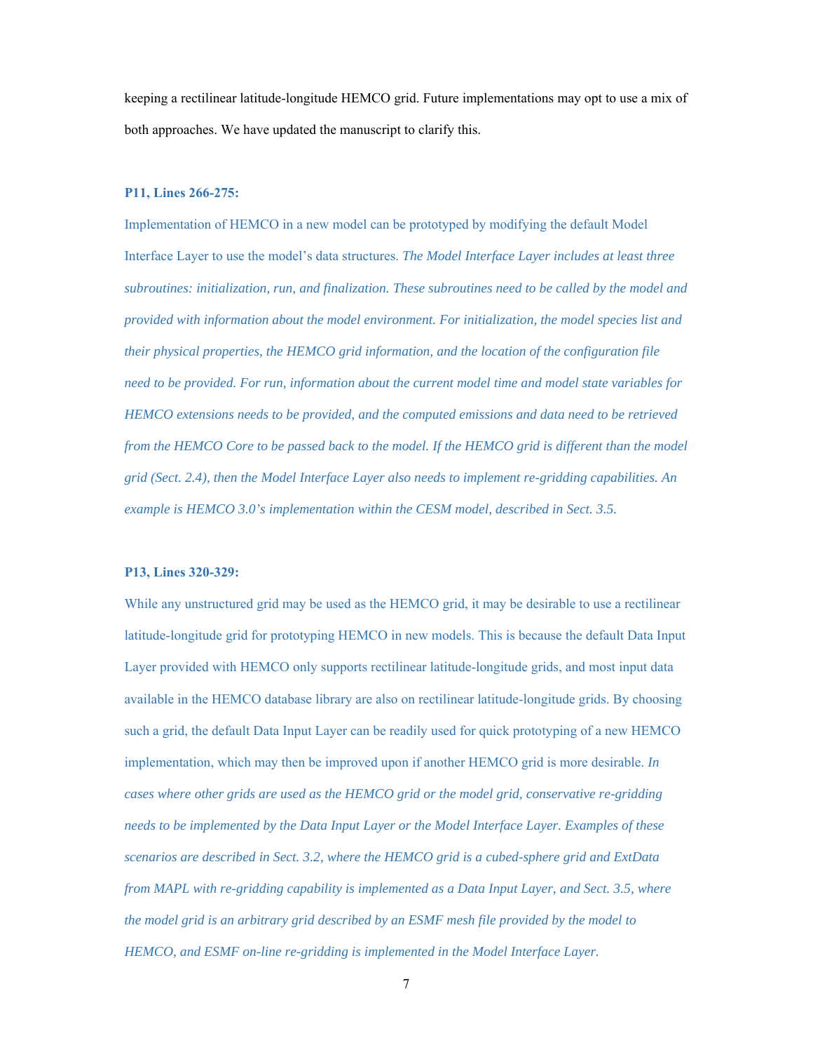keeping a rectilinear latitude-longitude HEMCO grid. Future implementations may opt to use a mix of both approaches. We have updated the manuscript to clarify this.

**P11, Lines 266-275:**

Implementation of HEMCO in a new model can be prototyped by modifying the default Model Interface Layer to use the model's data structures. *The Model Interface Layer includes at least three subroutines: initialization, run, and finalization. These subroutines need to be called by the model and provided with information about the model environment. For initialization, the model species list and their physical properties, the HEMCO grid information, and the location of the configuration file need to be provided. For run, information about the current model time and model state variables for HEMCO extensions needs to be provided, and the computed emissions and data need to be retrieved from the HEMCO Core to be passed back to the model. If the HEMCO grid is different than the model grid (Sect. 2.4), then the Model Interface Layer also needs to implement re-gridding capabilities. An example is HEMCO 3.0's implementation within the CESM model, described in Sect. 3.5.*

**P13, Lines 320-329:**

While any unstructured grid may be used as the HEMCO grid, it may be desirable to use a rectilinear latitude-longitude grid for prototyping HEMCO in new models. This is because the default Data Input Layer provided with HEMCO only supports rectilinear latitude-longitude grids, and most input data available in the HEMCO database library are also on rectilinear latitude-longitude grids. By choosing such a grid, the default Data Input Layer can be readily used for quick prototyping of a new HEMCO implementation, which may then be improved upon if another HEMCO grid is more desirable. *In cases where other grids are used as the HEMCO grid or the model grid, conservative re-gridding needs to be implemented by the Data Input Layer or the Model Interface Layer. Examples of these scenarios are described in Sect. 3.2, where the HEMCO grid is a cubed-sphere grid and ExtData from MAPL with re-gridding capability is implemented as a Data Input Layer, and Sect. 3.5, where the model grid is an arbitrary grid described by an ESMF mesh file provided by the model to HEMCO, and ESMF on-line re-gridding is implemented in the Model Interface Layer.*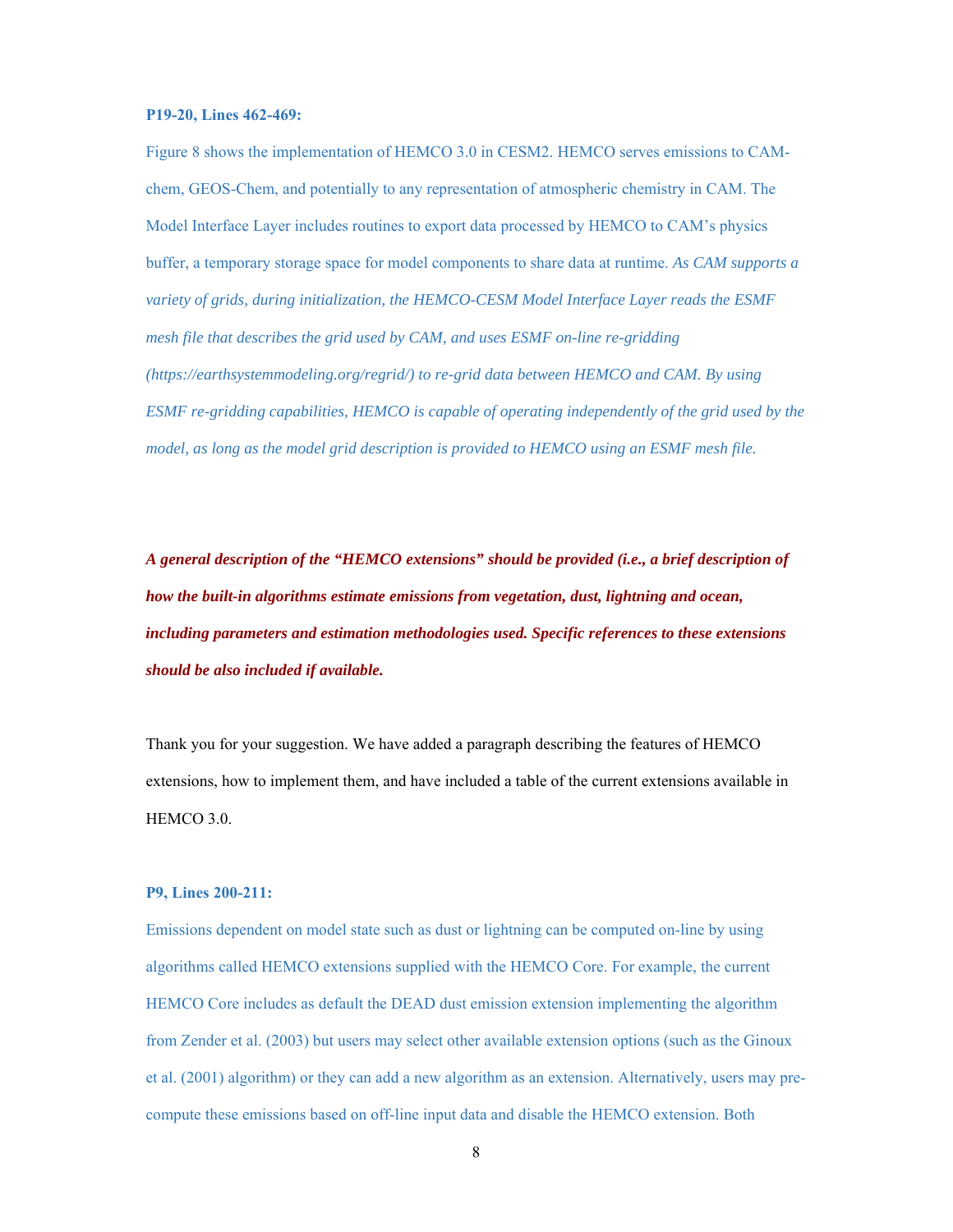**P19-20, Lines 462-469:**

Figure 8 shows the implementation of HEMCO 3.0 in CESM2. HEMCO serves emissions to CAM-chem, GEOS-Chem, and potentially to any representation of atmospheric chemistry in CAM. The Model Interface Layer includes routines to export data processed by HEMCO to CAM's physics buffer, a temporary storage space for model components to share data at runtime. *As CAM supports a variety of grids, during initialization, the HEMCO-CESM Model Interface Layer reads the ESMF mesh file that describes the grid used by CAM, and uses ESMF on-line re-gridding (https://earthsystemmodeling.org/regrid/) to re-grid data between HEMCO and CAM. By using ESMF re-gridding capabilities, HEMCO is capable of operating independently of the grid used by the model, as long as the model grid description is provided to HEMCO using an ESMF mesh file.*

***A general description of the "HEMCO extensions" should be provided (i.e., a brief description of how the built-in algorithms estimate emissions from vegetation, dust, lightning and ocean, including parameters and estimation methodologies used. Specific references to these extensions should be also included if available.***

Thank you for your suggestion. We have added a paragraph describing the features of HEMCO extensions, how to implement them, and have included a table of the current extensions available in HEMCO 3.0.

**P9, Lines 200-211:**

Emissions dependent on model state such as dust or lightning can be computed on-line by using algorithms called HEMCO extensions supplied with the HEMCO Core. For example, the current HEMCO Core includes as default the DEAD dust emission extension implementing the algorithm from Zender et al. (2003) but users may select other available extension options (such as the Ginoux et al. (2001) algorithm) or they can add a new algorithm as an extension. Alternatively, users may pre-compute these emissions based on off-line input data and disable the HEMCO extension. Both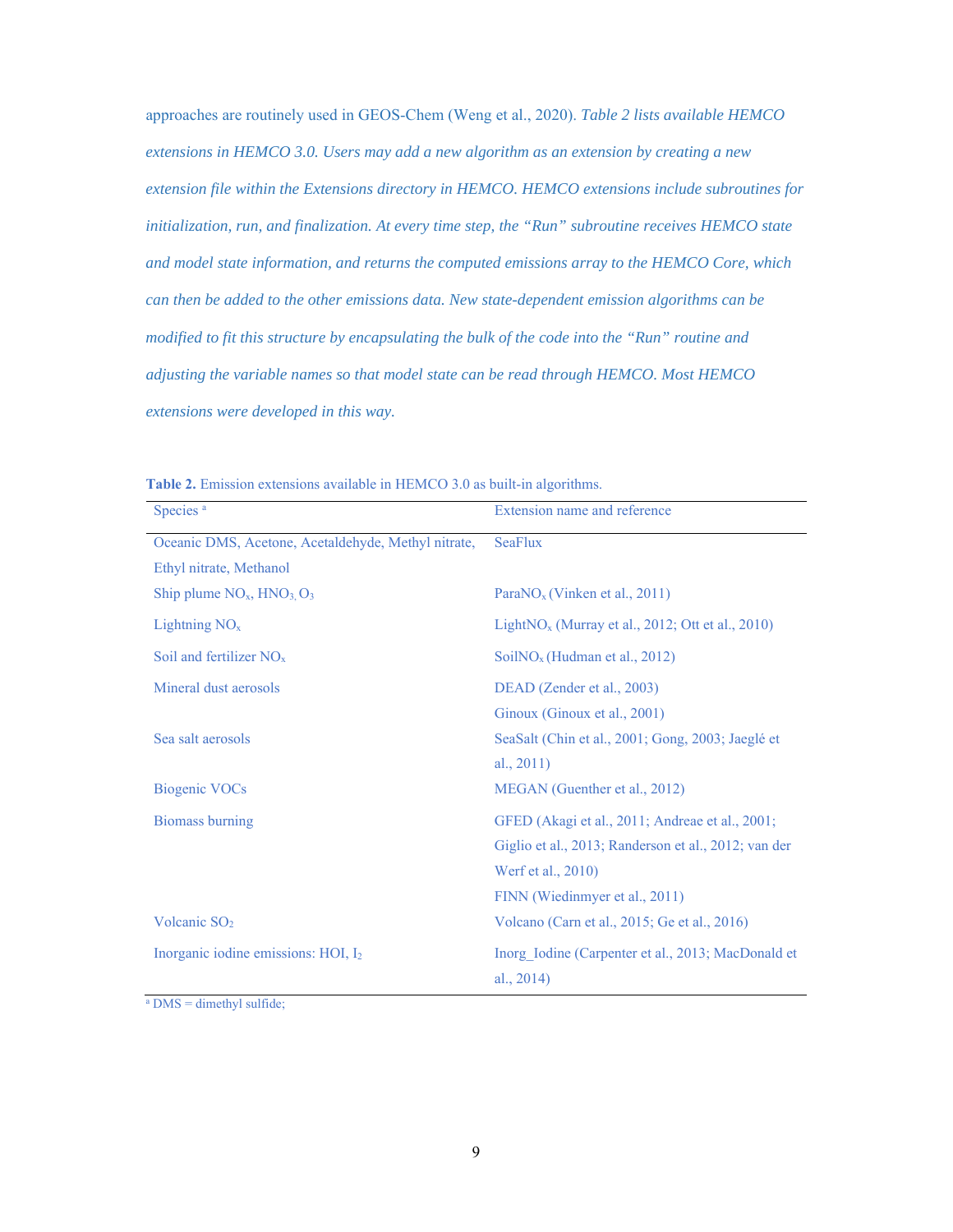approaches are routinely used in GEOS-Chem (Weng et al., 2020). *Table 2 lists available HEMCO extensions in HEMCO 3.0. Users may add a new algorithm as an extension by creating a new extension file within the Extensions directory in HEMCO. HEMCO extensions include subroutines for initialization, run, and finalization. At every time step, the "Run" subroutine receives HEMCO state and model state information, and returns the computed emissions array to the HEMCO Core, which can then be added to the other emissions data. New state-dependent emission algorithms can be modified to fit this structure by encapsulating the bulk of the code into the "Run" routine and adjusting the variable names so that model state can be read through HEMCO. Most HEMCO extensions were developed in this way.*

**Table 2.** Emission extensions available in HEMCO 3.0 as built-in algorithms.

| Species [a] | Extension name and reference |
|---|---|
| Oceanic DMS, Acetone, Acetaldehyde, Methyl nitrate, Ethyl nitrate, Methanol | SeaFlux |
| Ship plume $NO_x$, $HNO_3$, $O_3$ | Para$NO_x$ (Vinken et al., 2011) |
| Lightning $NO_x$ | Light$NO_x$ (Murray et al., 2012; Ott et al., 2010) |
| Soil and fertilizer $NO_x$ | Soil$NO_x$ (Hudman et al., 2012) |
| Mineral dust aerosols | DEAD (Zender et al., 2003)<br>Ginoux (Ginoux et al., 2001) |
| Sea salt aerosols | SeaSalt (Chin et al., 2001; Gong, 2003; Jaeglé et al., 2011) |
| Biogenic VOCs | MEGAN (Guenther et al., 2012) |
| Biomass burning | GFED (Akagi et al., 2011; Andreae et al., 2001; Giglio et al., 2013; Randerson et al., 2012; van der Werf et al., 2010)<br>FINN (Wiedinmyer et al., 2011) |
| Volcanic $SO_2$ | Volcano (Carn et al., 2015; Ge et al., 2016) |
| Inorganic iodine emissions: HOI, $I_2$ | Inorg_Iodine (Carpenter et al., 2013; MacDonald et al., 2014) |

[a] DMS = dimethyl sulfide;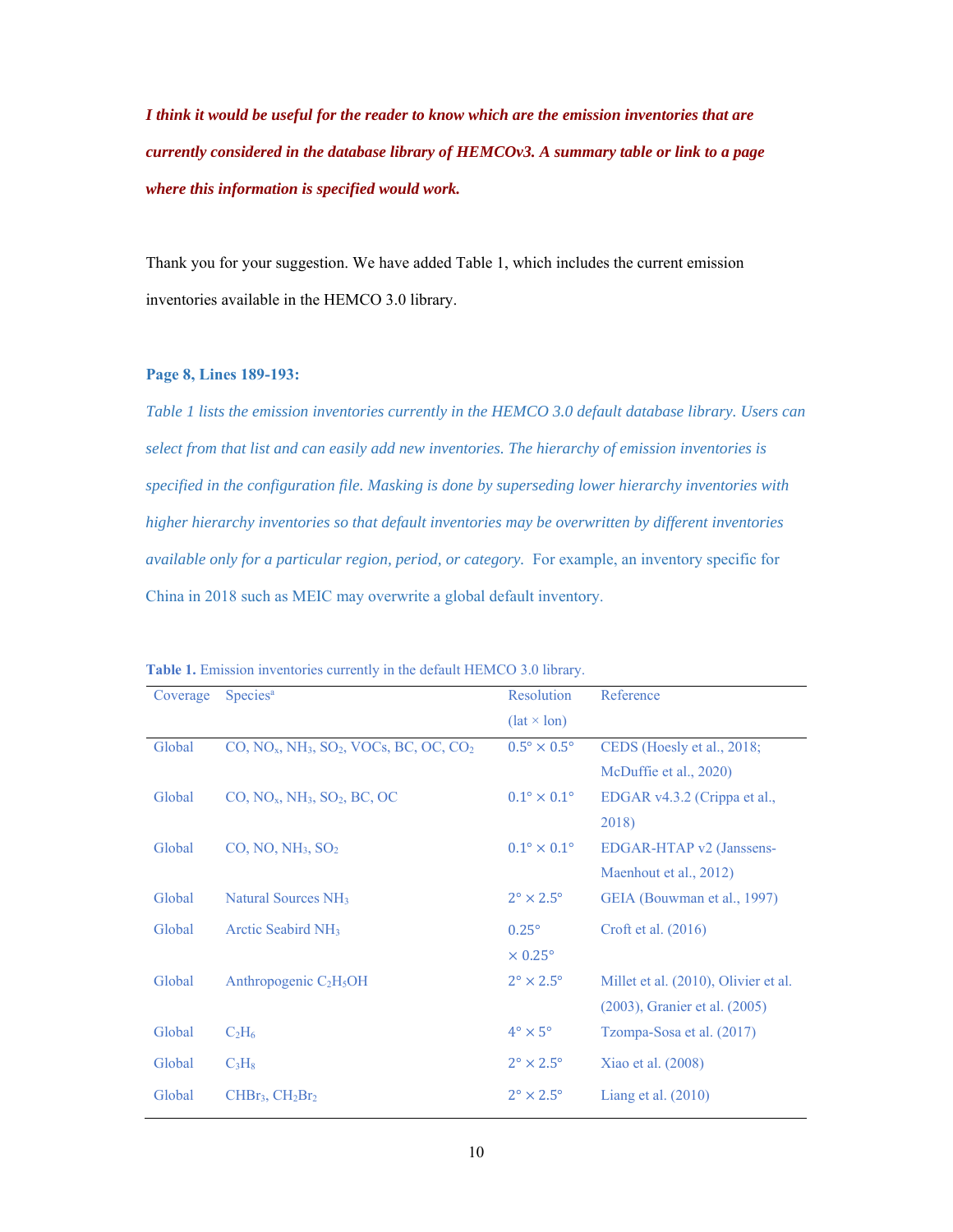***I think it would be useful for the reader to know which are the emission inventories that are currently considered in the database library of HEMCOv3. A summary table or link to a page where this information is specified would work.***

Thank you for your suggestion. We have added Table 1, which includes the current emission inventories available in the HEMCO 3.0 library.

**Page 8, Lines 189-193:**

*Table 1 lists the emission inventories currently in the HEMCO 3.0 default database library. Users can select from that list and can easily add new inventories. The hierarchy of emission inventories is specified in the configuration file. Masking is done by superseding lower hierarchy inventories with higher hierarchy inventories so that default inventories may be overwritten by different inventories available only for a particular region, period, or category.* For example, an inventory specific for China in 2018 such as MEIC may overwrite a global default inventory.

**Table 1.** Emission inventories currently in the default HEMCO 3.0 library.

| Coverage | Species[a] | Resolution (lat × lon) | Reference |
|---|---|---|---|
| Global | CO, $NO_x$, $NH_3$, $SO_2$, VOCs, BC, OC, $CO_2$ | 0.5° × 0.5° | CEDS (Hoesly et al., 2018; McDuffie et al., 2020) |
| Global | CO, $NO_x$, $NH_3$, $SO_2$, BC, OC | 0.1° × 0.1° | EDGAR v4.3.2 (Crippa et al., 2018) |
| Global | CO, NO, $NH_3$, $SO_2$ | 0.1° × 0.1° | EDGAR-HTAP v2 (Janssens-Maenhout et al., 2012) |
| Global | Natural Sources $NH_3$ | 2° × 2.5° | GEIA (Bouwman et al., 1997) |
| Global | Arctic Seabird $NH_3$ | 0.25° × 0.25° | Croft et al. (2016) |
| Global | Anthropogenic $C_2H_5OH$ | 2° × 2.5° | Millet et al. (2010), Olivier et al. (2003), Granier et al. (2005) |
| Global | $C_2H_6$ | 4° × 5° | Tzompa-Sosa et al. (2017) |
| Global | $C_3H_8$ | 2° × 2.5° | Xiao et al. (2008) |
| Global | $CHBr_3$, $CH_2Br_2$ | 2° × 2.5° | Liang et al. (2010) |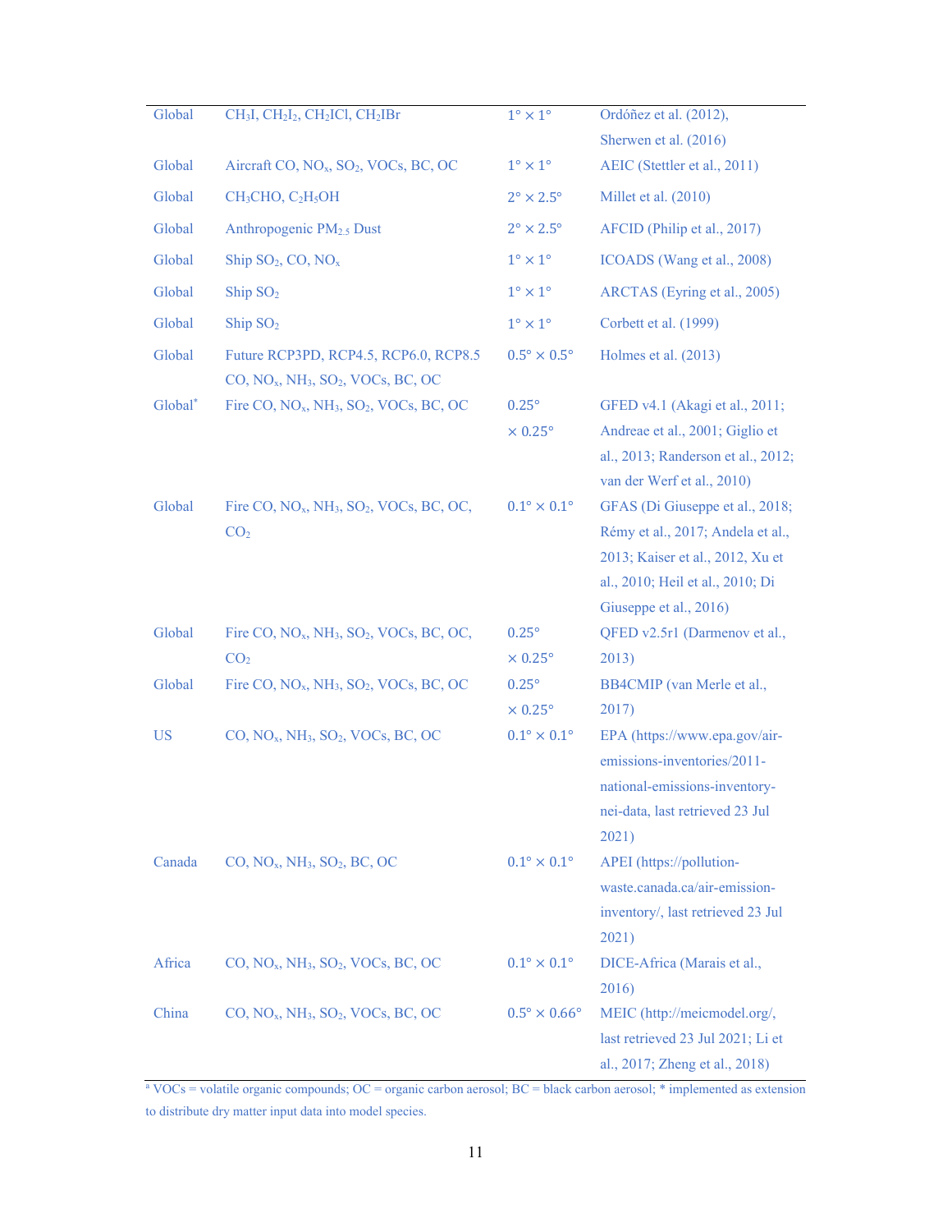| | | | |
|---|---|---|---|
| Global | $CH_3I$, $CH_2I_2$, $CH_2ICl$, $CH_2IBr$ | 1° × 1° | Ordóñez et al. (2012), Sherwen et al. (2016) |
| Global | Aircraft CO, $NO_x$, $SO_2$, VOCs, BC, OC | 1° × 1° | AEIC (Stettler et al., 2011) |
| Global | $CH_3CHO$, $C_2H_5OH$ | 2° × 2.5° | Millet et al. (2010) |
| Global | Anthropogenic $PM_{2.5}$ Dust | 2° × 2.5° | AFCID (Philip et al., 2017) |
| Global | Ship $SO_2$, CO, $NO_x$ | 1° × 1° | ICOADS (Wang et al., 2008) |
| Global | Ship $SO_2$ | 1° × 1° | ARCTAS (Eyring et al., 2005) |
| Global | Ship $SO_2$ | 1° × 1° | Corbett et al. (1999) |
| Global | Future RCP3PD, RCP4.5, RCP6.0, RCP8.5 CO, $NO_x$, $NH_3$, $SO_2$, VOCs, BC, OC | 0.5° × 0.5° | Holmes et al. (2013) |
| Global* | Fire CO, $NO_x$, $NH_3$, $SO_2$, VOCs, BC, OC | 0.25° × 0.25° | GFED v4.1 (Akagi et al., 2011; Andreae et al., 2001; Giglio et al., 2013; Randerson et al., 2012; van der Werf et al., 2010) |
| Global | Fire CO, $NO_x$, $NH_3$, $SO_2$, VOCs, BC, OC, $CO_2$ | 0.1° × 0.1° | GFAS (Di Giuseppe et al., 2018; Rémy et al., 2017; Andela et al., 2013; Kaiser et al., 2012, Xu et al., 2010; Heil et al., 2010; Di Giuseppe et al., 2016) |
| Global | Fire CO, $NO_x$, $NH_3$, $SO_2$, VOCs, BC, OC, $CO_2$ | 0.25° × 0.25° | QFED v2.5r1 (Darmenov et al., 2013) |
| Global | Fire CO, $NO_x$, $NH_3$, $SO_2$, VOCs, BC, OC | 0.25° × 0.25° | BB4CMIP (van Merle et al., 2017) |
| US | CO, $NO_x$, $NH_3$, $SO_2$, VOCs, BC, OC | 0.1° × 0.1° | EPA (https://www.epa.gov/air-emissions-inventories/2011-national-emissions-inventory-nei-data, last retrieved 23 Jul 2021) |
| Canada | CO, $NO_x$, $NH_3$, $SO_2$, BC, OC | 0.1° × 0.1° | APEI (https://pollution-waste.canada.ca/air-emission-inventory/, last retrieved 23 Jul 2021) |
| Africa | CO, $NO_x$, $NH_3$, $SO_2$, VOCs, BC, OC | 0.1° × 0.1° | DICE-Africa (Marais et al., 2016) |
| China | CO, $NO_x$, $NH_3$, $SO_2$, VOCs, BC, OC | 0.5° × 0.66° | MEIC (http://meicmodel.org/, last retrieved 23 Jul 2021; Li et al., 2017; Zheng et al., 2018) |

[a] VOCs = volatile organic compounds; OC = organic carbon aerosol; BC = black carbon aerosol; * implemented as extension to distribute dry matter input data into model species.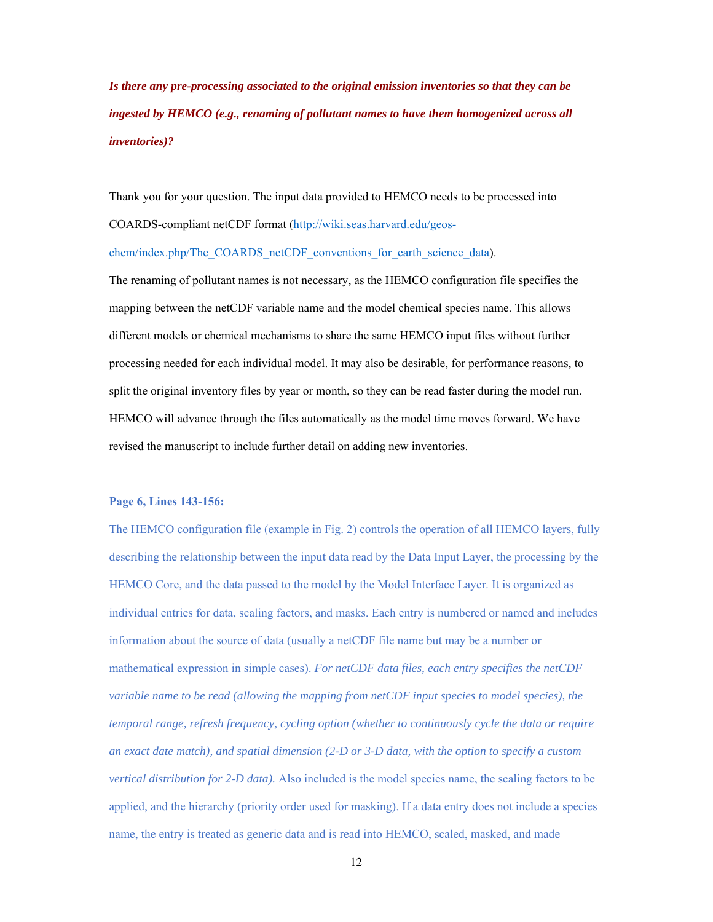***Is there any pre-processing associated to the original emission inventories so that they can be ingested by HEMCO (e.g., renaming of pollutant names to have them homogenized across all inventories)?***

Thank you for your question. The input data provided to HEMCO needs to be processed into COARDS-compliant netCDF format (http://wiki.seas.harvard.edu/geos-chem/index.php/The_COARDS_netCDF_conventions_for_earth_science_data).

The renaming of pollutant names is not necessary, as the HEMCO configuration file specifies the mapping between the netCDF variable name and the model chemical species name. This allows different models or chemical mechanisms to share the same HEMCO input files without further processing needed for each individual model. It may also be desirable, for performance reasons, to split the original inventory files by year or month, so they can be read faster during the model run. HEMCO will advance through the files automatically as the model time moves forward. We have revised the manuscript to include further detail on adding new inventories.

**Page 6, Lines 143-156:**

The HEMCO configuration file (example in Fig. 2) controls the operation of all HEMCO layers, fully describing the relationship between the input data read by the Data Input Layer, the processing by the HEMCO Core, and the data passed to the model by the Model Interface Layer. It is organized as individual entries for data, scaling factors, and masks. Each entry is numbered or named and includes information about the source of data (usually a netCDF file name but may be a number or mathematical expression in simple cases). *For netCDF data files, each entry specifies the netCDF variable name to be read (allowing the mapping from netCDF input species to model species), the temporal range, refresh frequency, cycling option (whether to continuously cycle the data or require an exact date match), and spatial dimension (2-D or 3-D data, with the option to specify a custom vertical distribution for 2-D data).* Also included is the model species name, the scaling factors to be applied, and the hierarchy (priority order used for masking). If a data entry does not include a species name, the entry is treated as generic data and is read into HEMCO, scaled, masked, and made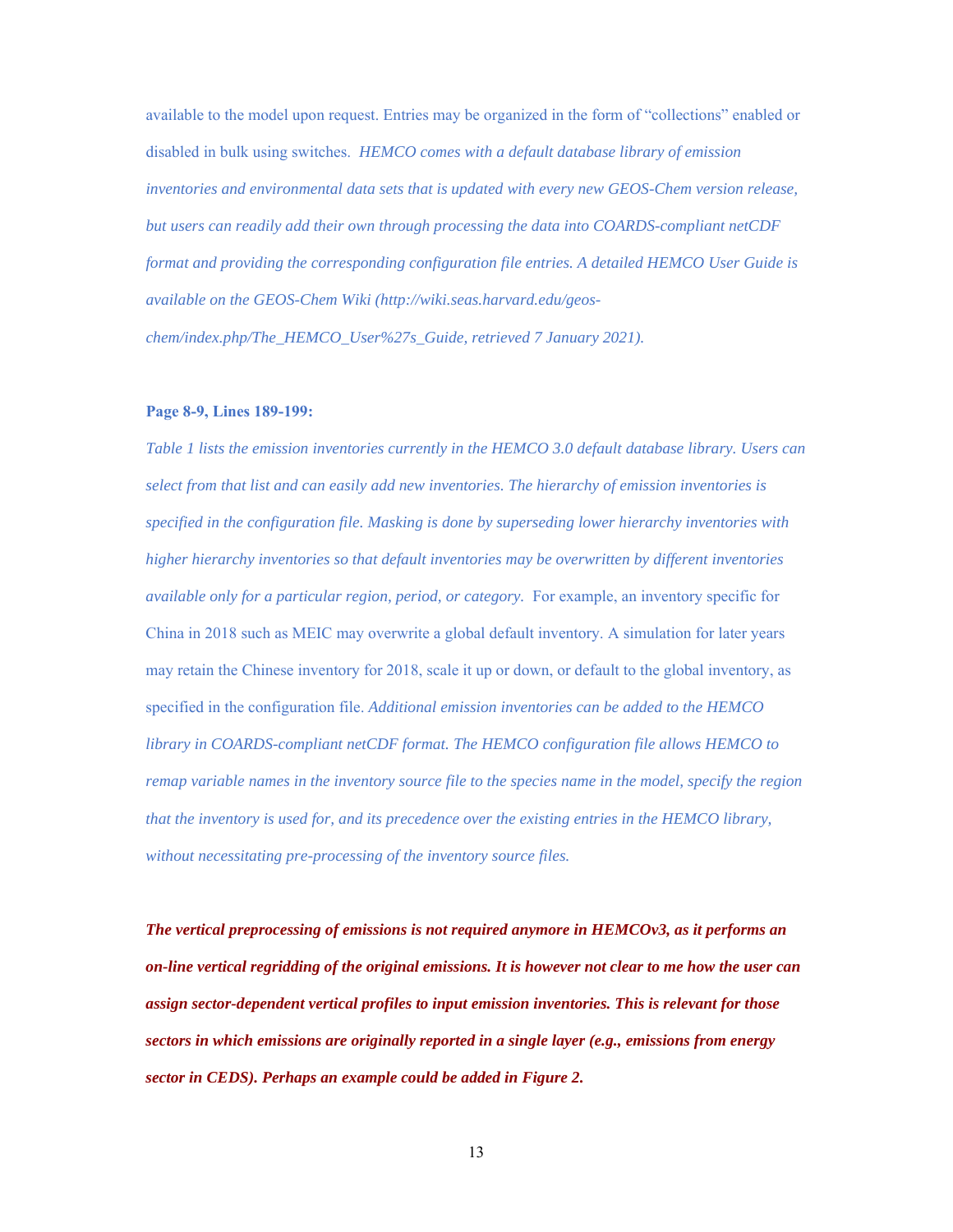available to the model upon request. Entries may be organized in the form of "collections" enabled or disabled in bulk using switches. *HEMCO comes with a default database library of emission inventories and environmental data sets that is updated with every new GEOS-Chem version release, but users can readily add their own through processing the data into COARDS-compliant netCDF format and providing the corresponding configuration file entries. A detailed HEMCO User Guide is available on the GEOS-Chem Wiki (http://wiki.seas.harvard.edu/geos-chem/index.php/The_HEMCO_User%27s_Guide, retrieved 7 January 2021).*

**Page 8-9, Lines 189-199:**

*Table 1 lists the emission inventories currently in the HEMCO 3.0 default database library. Users can select from that list and can easily add new inventories. The hierarchy of emission inventories is specified in the configuration file. Masking is done by superseding lower hierarchy inventories with higher hierarchy inventories so that default inventories may be overwritten by different inventories available only for a particular region, period, or category.* For example, an inventory specific for China in 2018 such as MEIC may overwrite a global default inventory. A simulation for later years may retain the Chinese inventory for 2018, scale it up or down, or default to the global inventory, as specified in the configuration file. *Additional emission inventories can be added to the HEMCO library in COARDS-compliant netCDF format. The HEMCO configuration file allows HEMCO to remap variable names in the inventory source file to the species name in the model, specify the region that the inventory is used for, and its precedence over the existing entries in the HEMCO library, without necessitating pre-processing of the inventory source files.*

***The vertical preprocessing of emissions is not required anymore in HEMCOv3, as it performs an on-line vertical regridding of the original emissions. It is however not clear to me how the user can assign sector-dependent vertical profiles to input emission inventories. This is relevant for those sectors in which emissions are originally reported in a single layer (e.g., emissions from energy sector in CEDS). Perhaps an example could be added in Figure 2.***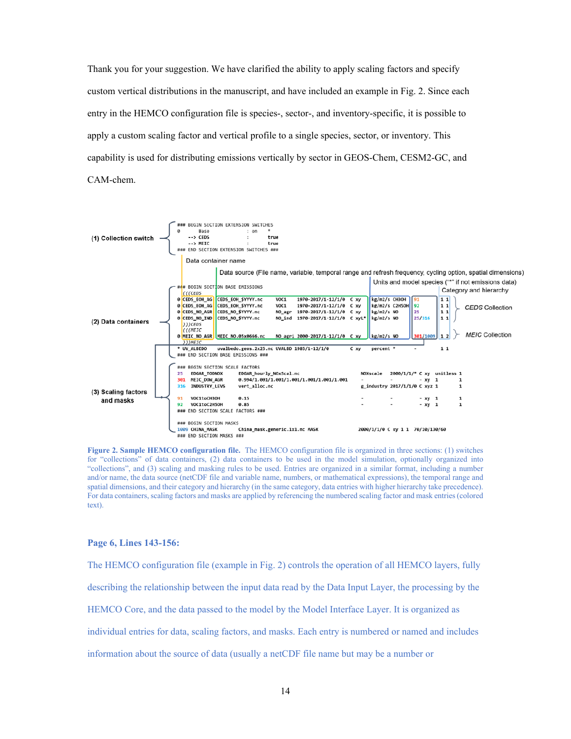Thank you for your suggestion. We have clarified the ability to apply scaling factors and specify custom vertical distributions in the manuscript, and have included an example in Fig. 2. Since each entry in the HEMCO configuration file is species-, sector-, and inventory-specific, it is possible to apply a custom scaling factor and vertical profile to a single species, sector, or inventory. This capability is used for distributing emissions vertically by sector in GEOS-Chem, CESM2-GC, and CAM-chem.

```
### BEGIN SECTION EXTENSION SWITCHES
0       Base                : on    *
    --> CEDS                :       true
    --> MEIC                :       true
### END SECTION EXTENSION SWITCHES ###

### BEGIN SECTION BASE EMISSIONS
(((CEDS
0 CEDS_EOH_AG  CEDS_EOH_$YYYY.nc      VOC1     1970-2017/1-12/1/0  C xy   kg/m2/s CH3OH   91        1 1
0 CEDS_EOH_AG  CEDS_EOH_$YYYY.nc      VOC1     1970-2017/1-12/1/0  C xy   kg/m2/s C2H5OH  92        1 1
0 CEDS_NO_AGR  CEDS_NO_$YYYY.nc       NO_agr   1970-2017/1-12/1/0  C xy   kg/m2/s NO      25        1 1
0 CEDS_NO_IND  CEDS_NO_$YYYY.nc       NO_ind   1970-2017/1-12/1/0  C xyL* kg/m2/s NO      25/316    1 1
)))CEDS
(((MEIC
0 MEIC_NO_AGR  MEIC_NO.05x0666.nc     NO_agri  2000-2017/1-12/1/0  C xy   kg/m2/s NO      301/1009  1 2
)))MEIC
* UV_ALBEDO    uvalbedo.geos.2x25.nc  UVALBD   1985/1-12/1/0       C xy   percent *       -         1 1
### END SECTION BASE EMISSIONS ###

### BEGIN SECTION SCALE FACTORS
25   EDGAR_TODNOX    EDGAR_hourly_NOxScal.nc                      NOXscale     2000/1/1/* C xy  unitless 1
301  MEIC_DOW_AGR    0.994/1.001/1.001/1.001/1.001/1.001          -            -          - xy  1        1
316  INDUSTRY_LEVS   vert_alloc.nc                                g_industry   2017/1/1/0 C xyz 1        1

91   VOC1toCH3OH     0.15                                         -            -          - xy  1        1
92   VOC1toC2H5OH    0.85                                         -            -          - xy  1        1
### END SECTION SCALE FACTORS ###

### BEGIN SECTION MASKS
1009 CHINA_MASK      China_mask.generic.1x1.nc MASK               2000/1/1/0 C xy 1 1  70/10/130/60
### END SECTION MASKS ###
```

Annotations: (1) Collection switch; (2) Data containers; (3) Scaling factors and masks; Data container name; Data source (File name, variable, temporal range and refresh frequency, cycling option, spatial dimensions); Units and model species ("*" if not emissions data); Category and hierarchy; CEDS Collection; MEIC Collection.

**Figure 2. Sample HEMCO configuration file.** The HEMCO configuration file is organized in three sections: (1) switches for "collections" of data containers, (2) data containers to be used in the model simulation, optionally organized into "collections", and (3) scaling and masking rules to be used. Entries are organized in a similar format, including a number and/or name, the data source (netCDF file and variable name, numbers, or mathematical expressions), the temporal range and spatial dimensions, and their category and hierarchy (in the same category, data entries with higher hierarchy take precedence). For data containers, scaling factors and masks are applied by referencing the numbered scaling factor and mask entries (colored text).

**Page 6, Lines 143-156:**

The HEMCO configuration file (example in Fig. 2) controls the operation of all HEMCO layers, fully describing the relationship between the input data read by the Data Input Layer, the processing by the HEMCO Core, and the data passed to the model by the Model Interface Layer. It is organized as individual entries for data, scaling factors, and masks. Each entry is numbered or named and includes information about the source of data (usually a netCDF file name but may be a number or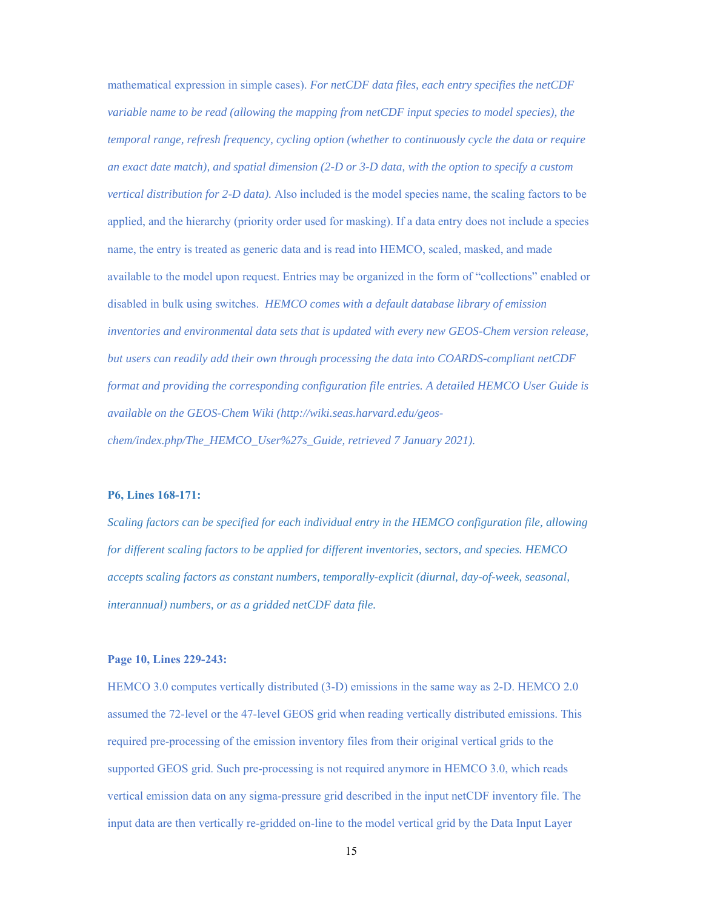mathematical expression in simple cases). *For netCDF data files, each entry specifies the netCDF variable name to be read (allowing the mapping from netCDF input species to model species), the temporal range, refresh frequency, cycling option (whether to continuously cycle the data or require an exact date match), and spatial dimension (2-D or 3-D data, with the option to specify a custom vertical distribution for 2-D data).* Also included is the model species name, the scaling factors to be applied, and the hierarchy (priority order used for masking). If a data entry does not include a species name, the entry is treated as generic data and is read into HEMCO, scaled, masked, and made available to the model upon request. Entries may be organized in the form of "collections" enabled or disabled in bulk using switches. *HEMCO comes with a default database library of emission inventories and environmental data sets that is updated with every new GEOS-Chem version release, but users can readily add their own through processing the data into COARDS-compliant netCDF format and providing the corresponding configuration file entries. A detailed HEMCO User Guide is available on the GEOS-Chem Wiki (http://wiki.seas.harvard.edu/geos-chem/index.php/The_HEMCO_User%27s_Guide, retrieved 7 January 2021).*

**P6, Lines 168-171:**

*Scaling factors can be specified for each individual entry in the HEMCO configuration file, allowing for different scaling factors to be applied for different inventories, sectors, and species. HEMCO accepts scaling factors as constant numbers, temporally-explicit (diurnal, day-of-week, seasonal, interannual) numbers, or as a gridded netCDF data file.*

**Page 10, Lines 229-243:**

HEMCO 3.0 computes vertically distributed (3-D) emissions in the same way as 2-D. HEMCO 2.0 assumed the 72-level or the 47-level GEOS grid when reading vertically distributed emissions. This required pre-processing of the emission inventory files from their original vertical grids to the supported GEOS grid. Such pre-processing is not required anymore in HEMCO 3.0, which reads vertical emission data on any sigma-pressure grid described in the input netCDF inventory file. The input data are then vertically re-gridded on-line to the model vertical grid by the Data Input Layer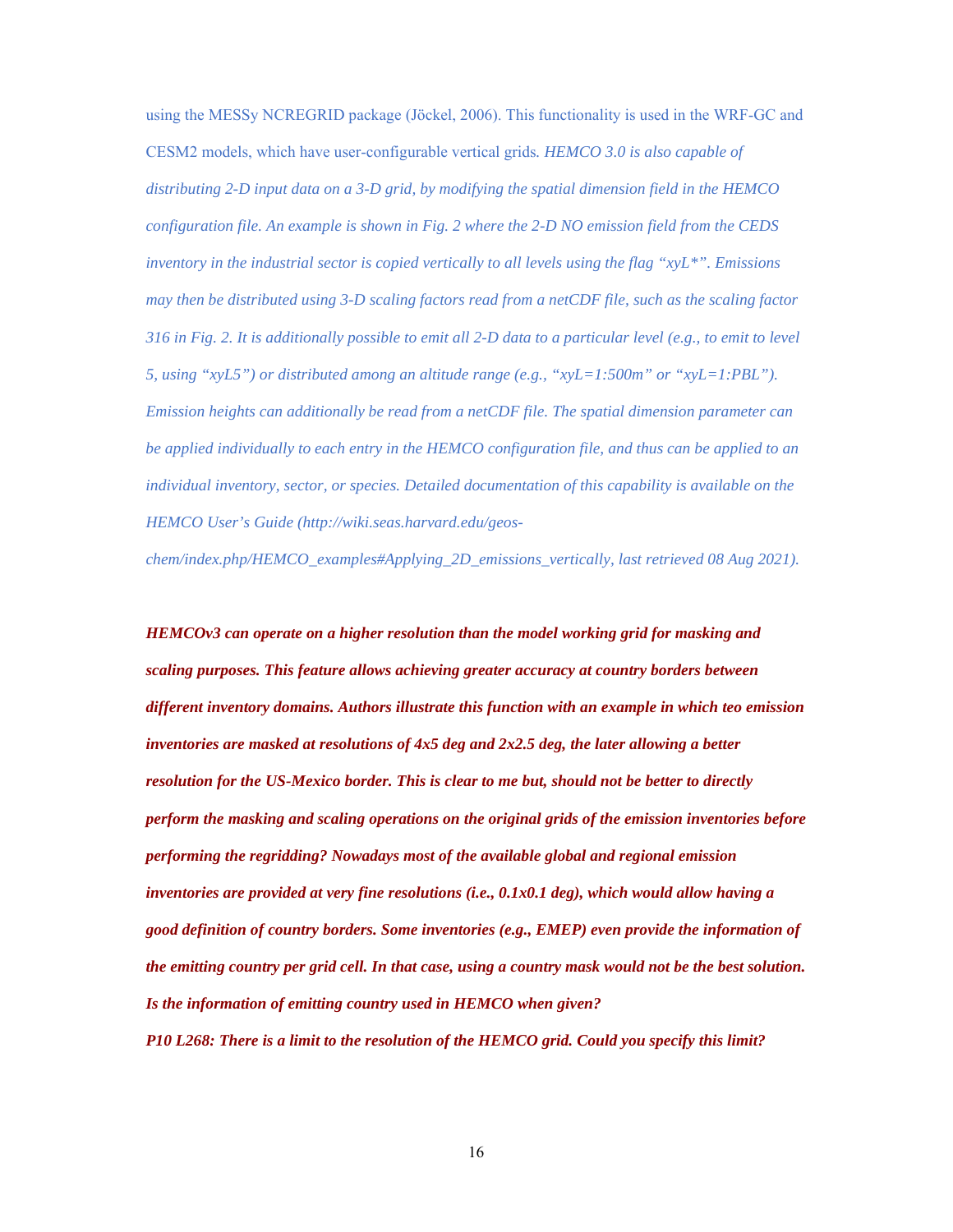using the MESSy NCREGRID package (Jöckel, 2006). This functionality is used in the WRF-GC and CESM2 models, which have user-configurable vertical grids. *HEMCO 3.0 is also capable of distributing 2-D input data on a 3-D grid, by modifying the spatial dimension field in the HEMCO configuration file. An example is shown in Fig. 2 where the 2-D NO emission field from the CEDS inventory in the industrial sector is copied vertically to all levels using the flag "xyL*". Emissions may then be distributed using 3-D scaling factors read from a netCDF file, such as the scaling factor 316 in Fig. 2. It is additionally possible to emit all 2-D data to a particular level (e.g., to emit to level 5, using "xyL5") or distributed among an altitude range (e.g., "xyL=1:500m" or "xyL=1:PBL"). Emission heights can additionally be read from a netCDF file. The spatial dimension parameter can be applied individually to each entry in the HEMCO configuration file, and thus can be applied to an individual inventory, sector, or species. Detailed documentation of this capability is available on the HEMCO User's Guide (http://wiki.seas.harvard.edu/geos-chem/index.php/HEMCO_examples#Applying_2D_emissions_vertically, last retrieved 08 Aug 2021).*

***HEMCOv3 can operate on a higher resolution than the model working grid for masking and scaling purposes. This feature allows achieving greater accuracy at country borders between different inventory domains. Authors illustrate this function with an example in which teo emission inventories are masked at resolutions of 4x5 deg and 2x2.5 deg, the later allowing a better resolution for the US-Mexico border. This is clear to me but, should not be better to directly perform the masking and scaling operations on the original grids of the emission inventories before performing the regridding? Nowadays most of the available global and regional emission inventories are provided at very fine resolutions (i.e., 0.1x0.1 deg), which would allow having a good definition of country borders. Some inventories (e.g., EMEP) even provide the information of the emitting country per grid cell. In that case, using a country mask would not be the best solution. Is the information of emitting country used in HEMCO when given?***

***P10 L268: There is a limit to the resolution of the HEMCO grid. Could you specify this limit?***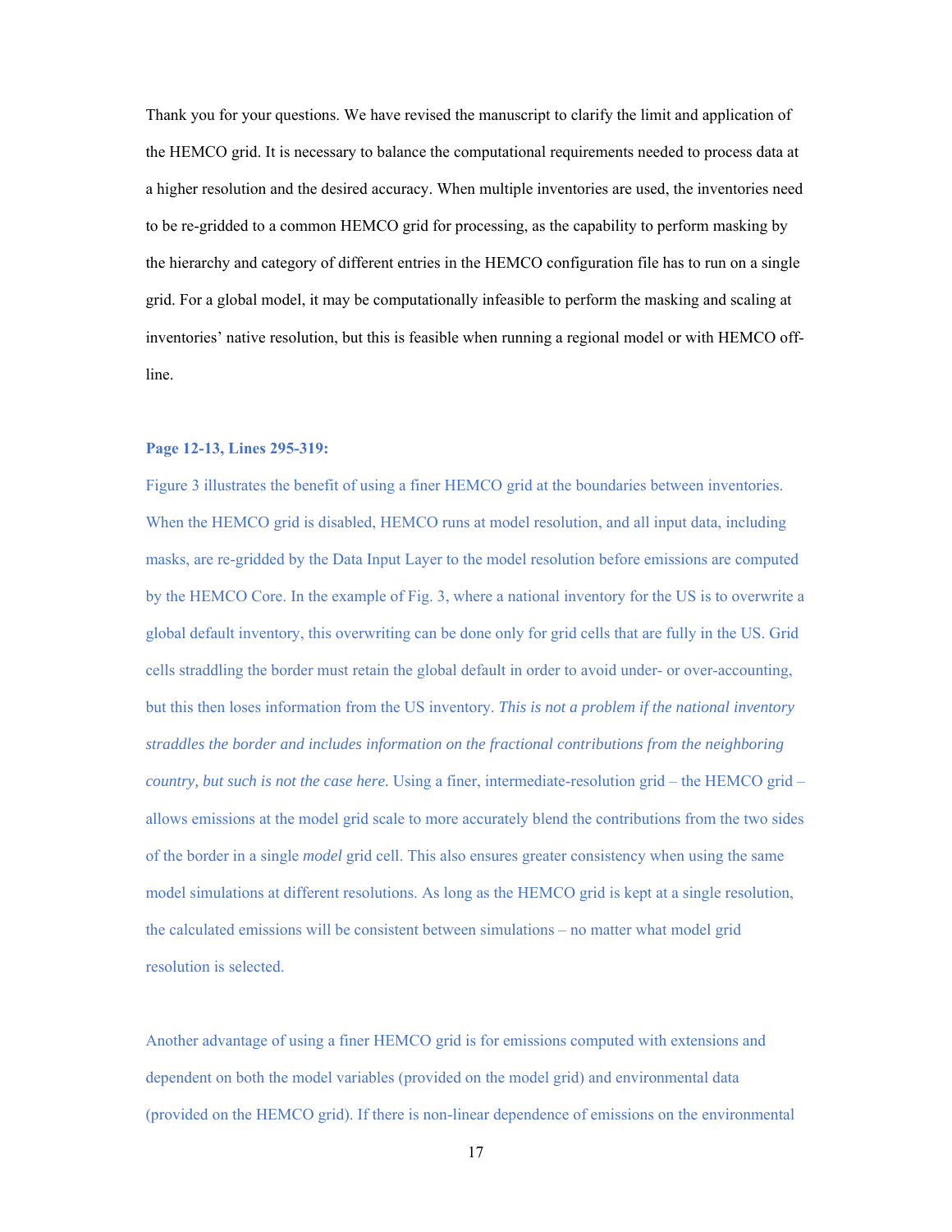Thank you for your questions. We have revised the manuscript to clarify the limit and application of the HEMCO grid. It is necessary to balance the computational requirements needed to process data at a higher resolution and the desired accuracy. When multiple inventories are used, the inventories need to be re-gridded to a common HEMCO grid for processing, as the capability to perform masking by the hierarchy and category of different entries in the HEMCO configuration file has to run on a single grid. For a global model, it may be computationally infeasible to perform the masking and scaling at inventories' native resolution, but this is feasible when running a regional model or with HEMCO off-line.

**Page 12-13, Lines 295-319:**

Figure 3 illustrates the benefit of using a finer HEMCO grid at the boundaries between inventories. When the HEMCO grid is disabled, HEMCO runs at model resolution, and all input data, including masks, are re-gridded by the Data Input Layer to the model resolution before emissions are computed by the HEMCO Core. In the example of Fig. 3, where a national inventory for the US is to overwrite a global default inventory, this overwriting can be done only for grid cells that are fully in the US. Grid cells straddling the border must retain the global default in order to avoid under- or over-accounting, but this then loses information from the US inventory. *This is not a problem if the national inventory straddles the border and includes information on the fractional contributions from the neighboring country, but such is not the case here.* Using a finer, intermediate-resolution grid – the HEMCO grid – allows emissions at the model grid scale to more accurately blend the contributions from the two sides of the border in a single *model* grid cell. This also ensures greater consistency when using the same model simulations at different resolutions. As long as the HEMCO grid is kept at a single resolution, the calculated emissions will be consistent between simulations – no matter what model grid resolution is selected.

Another advantage of using a finer HEMCO grid is for emissions computed with extensions and dependent on both the model variables (provided on the model grid) and environmental data (provided on the HEMCO grid). If there is non-linear dependence of emissions on the environmental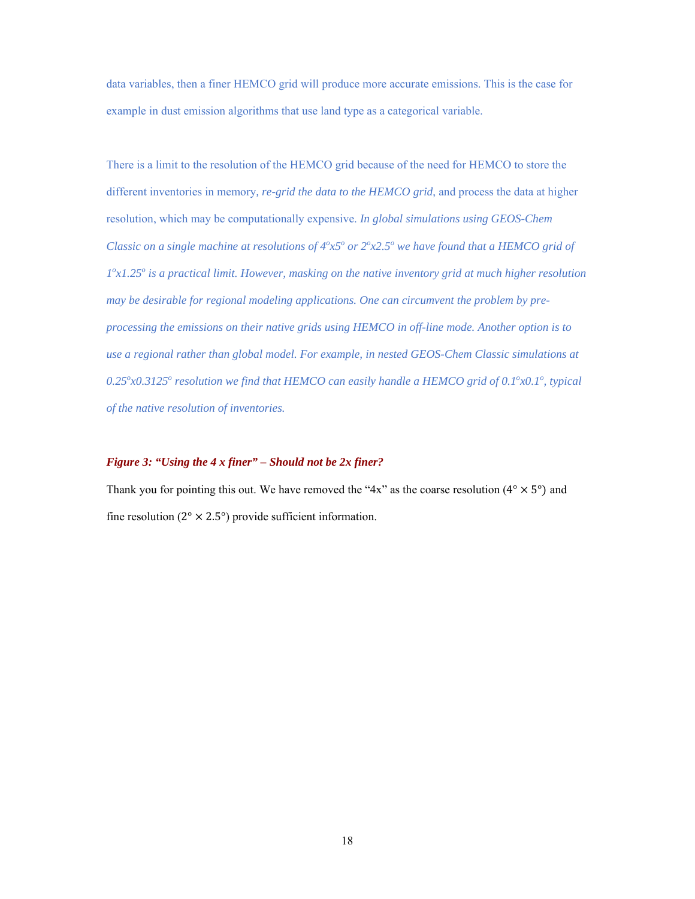data variables, then a finer HEMCO grid will produce more accurate emissions. This is the case for example in dust emission algorithms that use land type as a categorical variable.

There is a limit to the resolution of the HEMCO grid because of the need for HEMCO to store the different inventories in memory*, re-grid the data to the HEMCO grid*, and process the data at higher resolution, which may be computationally expensive. *In global simulations using GEOS-Chem Classic on a single machine at resolutions of 4°x5° or 2°x2.5° we have found that a HEMCO grid of 1°x1.25° is a practical limit. However, masking on the native inventory grid at much higher resolution may be desirable for regional modeling applications. One can circumvent the problem by pre-processing the emissions on their native grids using HEMCO in off-line mode. Another option is to use a regional rather than global model. For example, in nested GEOS-Chem Classic simulations at 0.25°x0.3125° resolution we find that HEMCO can easily handle a HEMCO grid of 0.1°x0.1°, typical of the native resolution of inventories.*

***Figure 3: "Using the 4 x finer" – Should not be 2x finer?***

Thank you for pointing this out. We have removed the "4x" as the coarse resolution (4° × 5°) and fine resolution (2° × 2.5°) provide sufficient information.